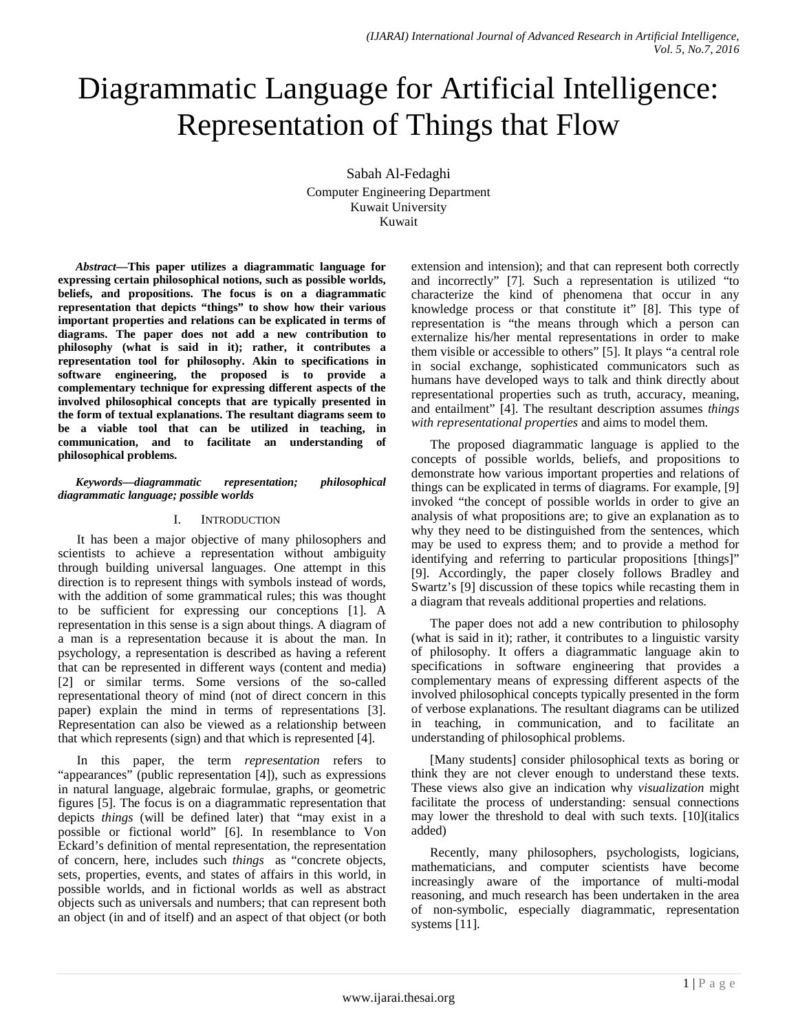# Diagrammatic Language for Artificial Intelligence: Representation of Things that Flow

Sabah Al-Fedaghi
Computer Engineering Department
Kuwait University
Kuwait

***Abstract*—This paper utilizes a diagrammatic language for expressing certain philosophical notions, such as possible worlds, beliefs, and propositions. The focus is on a diagrammatic representation that depicts "things" to show how their various important properties and relations can be explicated in terms of diagrams. The paper does not add a new contribution to philosophy (what is said in it); rather, it contributes a representation tool for philosophy. Akin to specifications in software engineering, the proposed is to provide a complementary technique for expressing different aspects of the involved philosophical concepts that are typically presented in the form of textual explanations. The resultant diagrams seem to be a viable tool that can be utilized in teaching, in communication, and to facilitate an understanding of philosophical problems.**

***Keywords*—*diagrammatic representation; philosophical diagrammatic language; possible worlds***

## I. Introduction

It has been a major objective of many philosophers and scientists to achieve a representation without ambiguity through building universal languages. One attempt in this direction is to represent things with symbols instead of words, with the addition of some grammatical rules; this was thought to be sufficient for expressing our conceptions [1]. A representation in this sense is a sign about things. A diagram of a man is a representation because it is about the man. In psychology, a representation is described as having a referent that can be represented in different ways (content and media) [2] or similar terms. Some versions of the so-called representational theory of mind (not of direct concern in this paper) explain the mind in terms of representations [3]. Representation can also be viewed as a relationship between that which represents (sign) and that which is represented [4].

In this paper, the term *representation* refers to "appearances" (public representation [4]), such as expressions in natural language, algebraic formulae, graphs, or geometric figures [5]. The focus is on a diagrammatic representation that depicts *things* (will be defined later) that "may exist in a possible or fictional world" [6]. In resemblance to Von Eckard's definition of mental representation, the representation of concern, here, includes such *things* as "concrete objects, sets, properties, events, and states of affairs in this world, in possible worlds, and in fictional worlds as well as abstract objects such as universals and numbers; that can represent both an object (in and of itself) and an aspect of that object (or both extension and intension); and that can represent both correctly and incorrectly" [7]. Such a representation is utilized "to characterize the kind of phenomena that occur in any knowledge process or that constitute it" [8]. This type of representation is "the means through which a person can externalize his/her mental representations in order to make them visible or accessible to others" [5]. It plays "a central role in social exchange, sophisticated communicators such as humans have developed ways to talk and think directly about representational properties such as truth, accuracy, meaning, and entailment" [4]. The resultant description assumes *things with representational properties* and aims to model them.

The proposed diagrammatic language is applied to the concepts of possible worlds, beliefs, and propositions to demonstrate how various important properties and relations of things can be explicated in terms of diagrams. For example, [9] invoked "the concept of possible worlds in order to give an analysis of what propositions are; to give an explanation as to why they need to be distinguished from the sentences, which may be used to express them; and to provide a method for identifying and referring to particular propositions [things]" [9]. Accordingly, the paper closely follows Bradley and Swartz's [9] discussion of these topics while recasting them in a diagram that reveals additional properties and relations.

The paper does not add a new contribution to philosophy (what is said in it); rather, it contributes to a linguistic varsity of philosophy. It offers a diagrammatic language akin to specifications in software engineering that provides a complementary means of expressing different aspects of the involved philosophical concepts typically presented in the form of verbose explanations. The resultant diagrams can be utilized in teaching, in communication, and to facilitate an understanding of philosophical problems.

[Many students] consider philosophical texts as boring or think they are not clever enough to understand these texts. These views also give an indication why *visualization* might facilitate the process of understanding: sensual connections may lower the threshold to deal with such texts. [10](italics added)

Recently, many philosophers, psychologists, logicians, mathematicians, and computer scientists have become increasingly aware of the importance of multi-modal reasoning, and much research has been undertaken in the area of non-symbolic, especially diagrammatic, representation systems [11].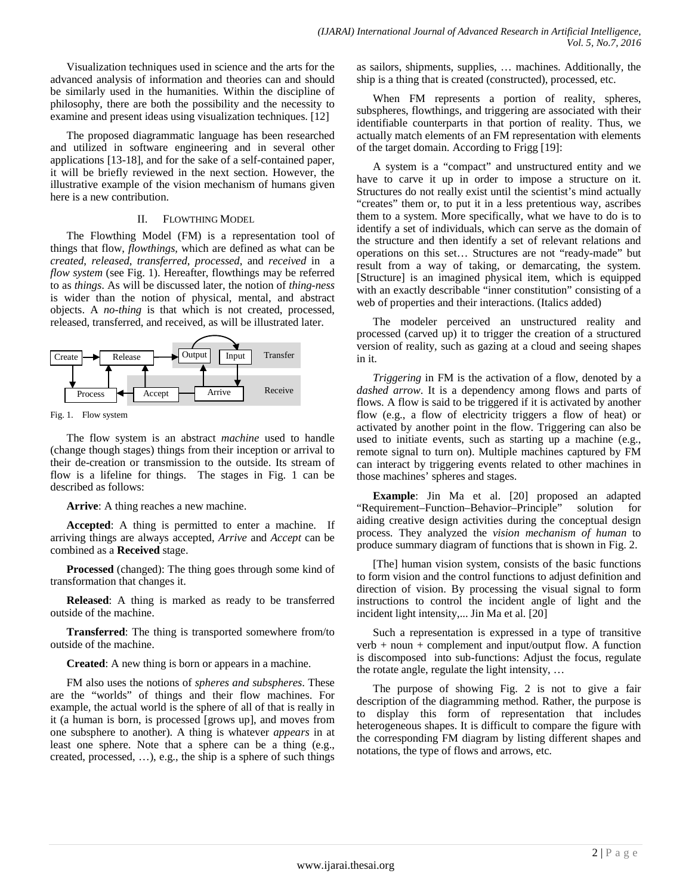Visualization techniques used in science and the arts for the advanced analysis of information and theories can and should be similarly used in the humanities. Within the discipline of philosophy, there are both the possibility and the necessity to examine and present ideas using visualization techniques. [12]

The proposed diagrammatic language has been researched and utilized in software engineering and in several other applications [13-18], and for the sake of a self-contained paper, it will be briefly reviewed in the next section. However, the illustrative example of the vision mechanism of humans given here is a new contribution.

## II. Flowthing Model

The Flowthing Model (FM) is a representation tool of things that flow, *flowthings*, which are defined as what can be *created*, *released*, *transferred*, *processed*, and *received* in a *flow system* (see Fig. 1). Hereafter, flowthings may be referred to as *things*. As will be discussed later, the notion of *thing-ness* is wider than the notion of physical, mental, and abstract objects. A *no-thing* is that which is not created, processed, released, transferred, and received, as will be illustrated later.

Create, Release, Output, Input, Transfer, Process, Accept, Arrive, Receive

Fig. 1. Flow system

The flow system is an abstract *machine* used to handle (change though stages) things from their inception or arrival to their de-creation or transmission to the outside. Its stream of flow is a lifeline for things. The stages in Fig. 1 can be described as follows:

**Arrive**: A thing reaches a new machine.

**Accepted**: A thing is permitted to enter a machine. If arriving things are always accepted, *Arrive* and *Accept* can be combined as a **Received** stage.

**Processed** (changed): The thing goes through some kind of transformation that changes it.

**Released**: A thing is marked as ready to be transferred outside of the machine.

**Transferred**: The thing is transported somewhere from/to outside of the machine.

**Created**: A new thing is born or appears in a machine.

FM also uses the notions of *spheres and subspheres*. These are the "worlds" of things and their flow machines. For example, the actual world is the sphere of all of that is really in it (a human is born, is processed [grows up], and moves from one subsphere to another). A thing is whatever *appears* in at least one sphere. Note that a sphere can be a thing (e.g., created, processed, …), e.g., the ship is a sphere of such things as sailors, shipments, supplies, … machines. Additionally, the ship is a thing that is created (constructed), processed, etc.

When FM represents a portion of reality, spheres, subspheres, flowthings, and triggering are associated with their identifiable counterparts in that portion of reality. Thus, we actually match elements of an FM representation with elements of the target domain. According to Frigg [19]:

> A system is a "compact" and unstructured entity and we have to carve it up in order to impose a structure on it. Structures do not really exist until the scientist's mind actually "creates" them or, to put it in a less pretentious way, ascribes them to a system. More specifically, what we have to do is to identify a set of individuals, which can serve as the domain of the structure and then identify a set of relevant relations and operations on this set… Structures are not "ready-made" but result from a way of taking, or demarcating, the system. [Structure] is an imagined physical item, which is equipped with an exactly describable "inner constitution" consisting of a web of properties and their interactions. (Italics added)

The modeler perceived an unstructured reality and processed (carved up) it to trigger the creation of a structured version of reality, such as gazing at a cloud and seeing shapes in it.

*Triggering* in FM is the activation of a flow, denoted by a *dashed arrow*. It is a dependency among flows and parts of flows. A flow is said to be triggered if it is activated by another flow (e.g., a flow of electricity triggers a flow of heat) or activated by another point in the flow. Triggering can also be used to initiate events, such as starting up a machine (e.g., remote signal to turn on). Multiple machines captured by FM can interact by triggering events related to other machines in those machines' spheres and stages.

**Example**: Jin Ma et al. [20] proposed an adapted "Requirement–Function–Behavior–Principle" solution for aiding creative design activities during the conceptual design process. They analyzed the *vision mechanism of human* to produce summary diagram of functions that is shown in Fig. 2.

> [The] human vision system, consists of the basic functions to form vision and the control functions to adjust definition and direction of vision. By processing the visual signal to form instructions to control the incident angle of light and the incident light intensity,... Jin Ma et al. [20]

Such a representation is expressed in a type of transitive verb + noun + complement and input/output flow. A function is discomposed into sub-functions: Adjust the focus, regulate the rotate angle, regulate the light intensity, …

The purpose of showing Fig. 2 is not to give a fair description of the diagramming method. Rather, the purpose is to display this form of representation that includes heterogeneous shapes. It is difficult to compare the figure with the corresponding FM diagram by listing different shapes and notations, the type of flows and arrows, etc.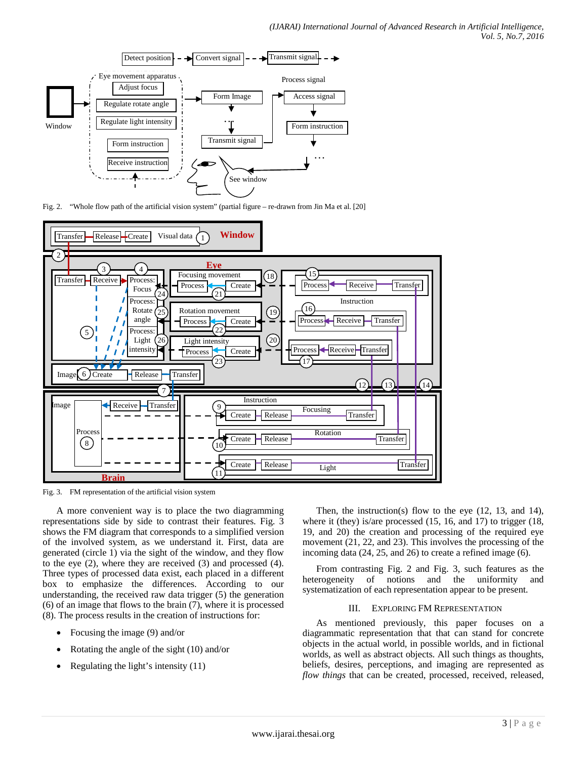Fig. 2. "Whole flow path of the artificial vision system" (partial figure – re-drawn from Jin Ma et al. [20]

Fig. 3. FM representation of the artificial vision system

A more convenient way is to place the two diagramming representations side by side to contrast their features. Fig. 3 shows the FM diagram that corresponds to a simplified version of the involved system, as we understand it. First, data are generated (circle 1) via the sight of the window, and they flow to the eye (2), where they are received (3) and processed (4). Three types of processed data exist, each placed in a different box to emphasize the differences. According to our understanding, the received raw data trigger (5) the generation (6) of an image that flows to the brain (7), where it is processed (8). The process results in the creation of instructions for:

- Focusing the image (9) and/or
- Rotating the angle of the sight (10) and/or
- Regulating the light's intensity (11)

Then, the instruction(s) flow to the eye (12, 13, and 14), where it (they) is/are processed (15, 16, and 17) to trigger (18, 19, and 20) the creation and processing of the required eye movement (21, 22, and 23). This involves the processing of the incoming data (24, 25, and 26) to create a refined image (6).

From contrasting Fig. 2 and Fig. 3, such features as the heterogeneity of notions and the uniformity and systematization of each representation appear to be present.

## III. Exploring FM Representation

As mentioned previously, this paper focuses on a diagrammatic representation that that can stand for concrete objects in the actual world, in possible worlds, and in fictional worlds, as well as abstract objects. All such things as thoughts, beliefs, desires, perceptions, and imaging are represented as *flow things* that can be created, processed, received, released,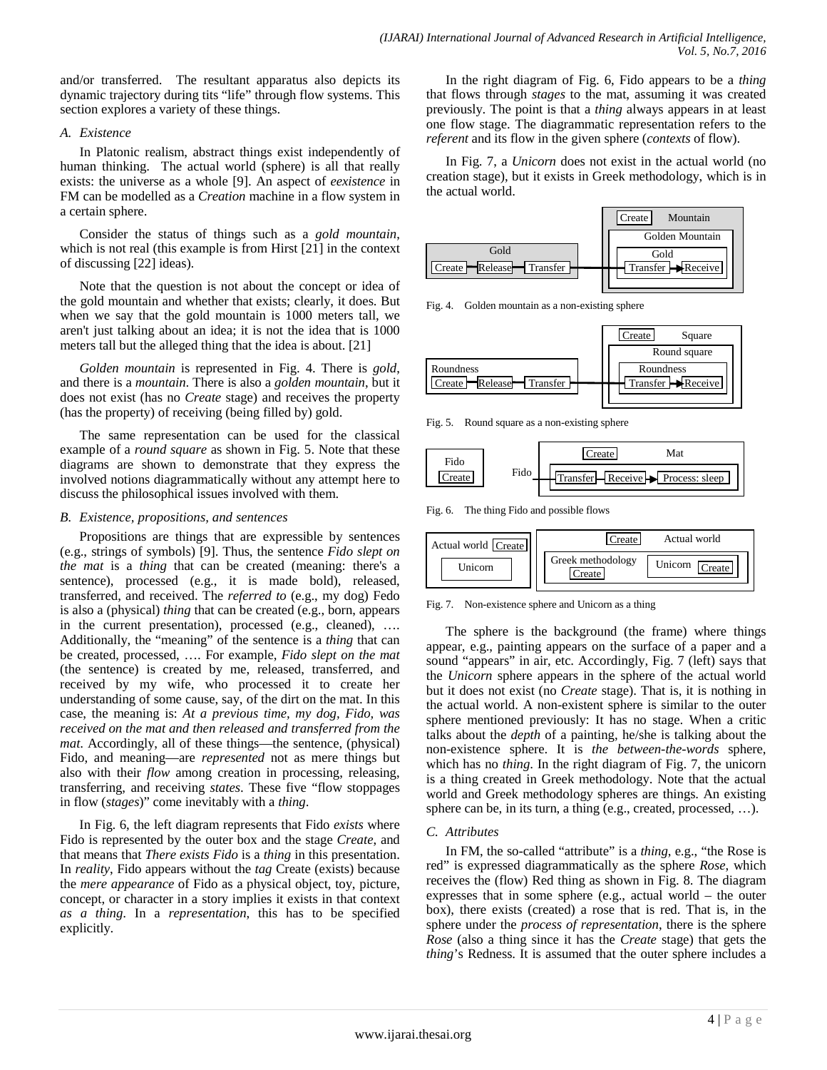and/or transferred. The resultant apparatus also depicts its dynamic trajectory during tits "life" through flow systems. This section explores a variety of these things.

### A. Existence

In Platonic realism, abstract things exist independently of human thinking. The actual world (sphere) is all that really exists: the universe as a whole [9]. An aspect of *eexistence* in FM can be modelled as a *Creation* machine in a flow system in a certain sphere.

Consider the status of things such as a *gold mountain*, which is not real (this example is from Hirst [21] in the context of discussing [22] ideas).

Note that the question is not about the concept or idea of the gold mountain and whether that exists; clearly, it does. But when we say that the gold mountain is 1000 meters tall, we aren't just talking about an idea; it is not the idea that is 1000 meters tall but the alleged thing that the idea is about. [21]

*Golden mountain* is represented in Fig. 4. There is *gold*, and there is a *mountain*. There is also a *golden mountain*, but it does not exist (has no *Create* stage) and receives the property (has the property) of receiving (being filled by) gold.

The same representation can be used for the classical example of a *round square* as shown in Fig. 5. Note that these diagrams are shown to demonstrate that they express the involved notions diagrammatically without any attempt here to discuss the philosophical issues involved with them.

### B. Existence, propositions, and sentences

Propositions are things that are expressible by sentences (e.g., strings of symbols) [9]. Thus, the sentence *Fido slept on the mat* is a *thing* that can be created (meaning: there's a sentence), processed (e.g., it is made bold), released, transferred, and received. The *referred to* (e.g., my dog) Fedo is also a (physical) *thing* that can be created (e.g., born, appears in the current presentation), processed (e.g., cleaned), …. Additionally, the "meaning" of the sentence is a *thing* that can be created, processed, …. For example, *Fido slept on the mat* (the sentence) is created by me, released, transferred, and received by my wife, who processed it to create her understanding of some cause, say, of the dirt on the mat. In this case, the meaning is: ***At a previous time, my dog, Fido, was received on the mat and then released and transferred from the mat.*** Accordingly, all of these things—the sentence, (physical) Fido, and meaning—are *represented* not as mere things but also with their *flow* among creation in processing, releasing, transferring, and receiving *states*. These five "flow stoppages in flow (*stages*)" come inevitably with a *thing*.

In Fig. 6, the left diagram represents that Fido *exists* where Fido is represented by the outer box and the stage *Create*, and that means that *There exists Fido* is a *thing* in this presentation. In *reality*, Fido appears without the *tag* Create (exists) because the *mere appearance* of Fido as a physical object, toy, picture, concept, or character in a story implies it exists in that context *as a thing*. In a *representation*, this has to be specified explicitly.

In the right diagram of Fig. 6, Fido appears to be a *thing* that flows through *stages* to the mat, assuming it was created previously. The point is that a *thing* always appears in at least one flow stage. The diagrammatic representation refers to the *referent* and its flow in the given sphere (*contexts* of flow).

In Fig. 7, a *Unicorn* does not exist in the actual world (no creation stage), but it exists in Greek methodology, which is in the actual world.

Fig. 4. Golden mountain as a non-existing sphere

Fig. 5. Round square as a non-existing sphere

Fig. 6. The thing Fido and possible flows

Fig. 7. Non-existence sphere and Unicorn as a thing

The sphere is the background (the frame) where things appear, e.g., painting appears on the surface of a paper and a sound "appears" in air, etc. Accordingly, Fig. 7 (left) says that the *Unicorn* sphere appears in the sphere of the actual world but it does not exist (no *Create* stage). That is, it is nothing in the actual world. A non-existent sphere is similar to the outer sphere mentioned previously: It has no stage. When a critic talks about the *depth* of a painting, he/she is talking about the non-existence sphere. It is *the between-the-words* sphere, which has no *thing*. In the right diagram of Fig. 7, the unicorn is a thing created in Greek methodology. Note that the actual world and Greek methodology spheres are things. An existing sphere can be, in its turn, a thing (e.g., created, processed, …).

### C. Attributes

In FM, the so-called "attribute" is a *thing*, e.g., "the Rose is red" is expressed diagrammatically as the sphere *Rose*, which receives the (flow) Red thing as shown in Fig. 8. The diagram expresses that in some sphere (e.g., actual world – the outer box), there exists (created) a rose that is red. That is, in the sphere under the *process of representation*, there is the sphere *Rose* (also a thing since it has the *Create* stage) that gets the *thing*'s Redness. It is assumed that the outer sphere includes a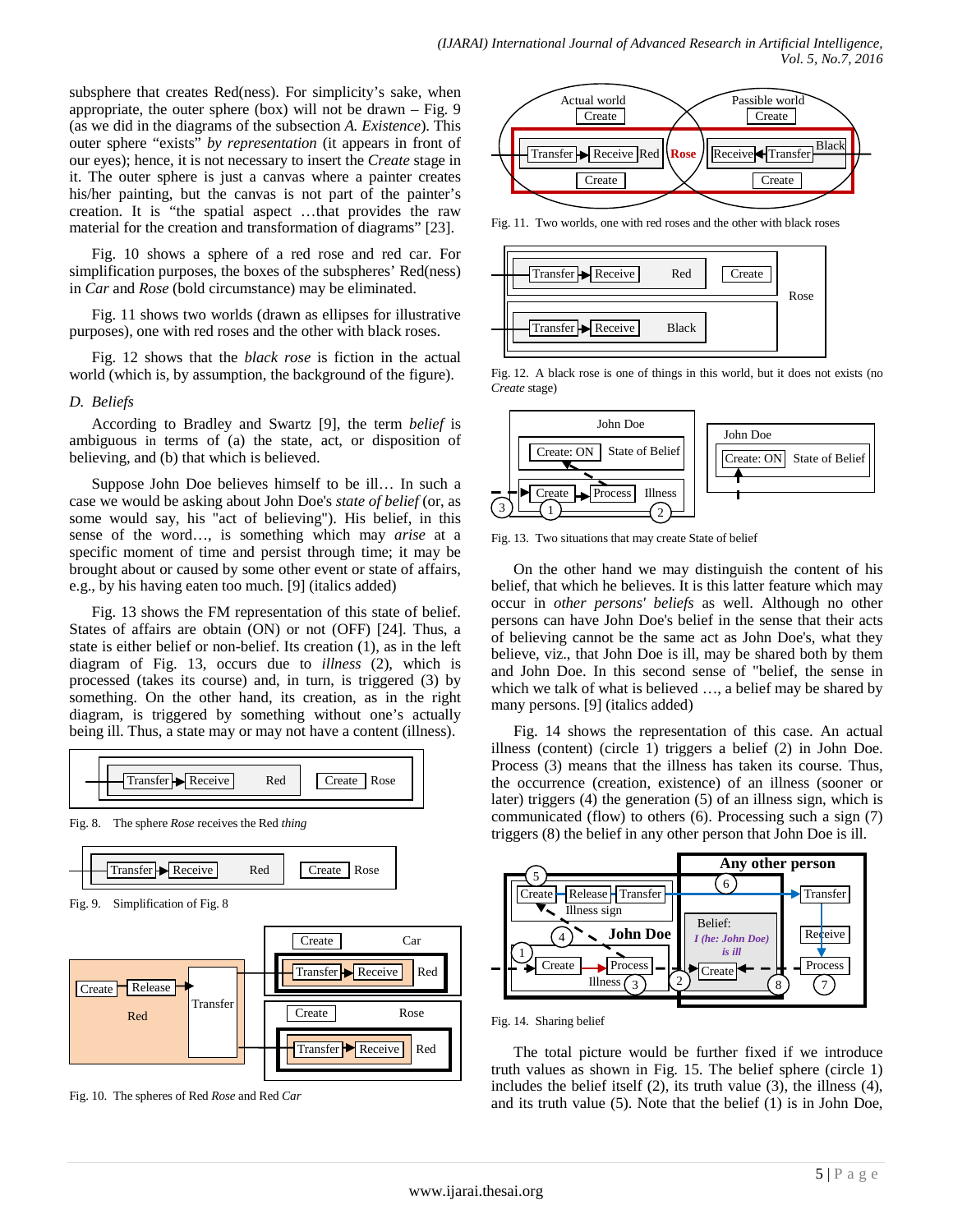subsphere that creates Red(ness). For simplicity's sake, when appropriate, the outer sphere (box) will not be drawn – Fig. 9 (as we did in the diagrams of the subsection *A. Existence*). This outer sphere "exists" *by representation* (it appears in front of our eyes); hence, it is not necessary to insert the *Create* stage in it. The outer sphere is just a canvas where a painter creates his/her painting, but the canvas is not part of the painter's creation. It is "the spatial aspect …that provides the raw material for the creation and transformation of diagrams" [23].

Fig. 10 shows a sphere of a red rose and red car. For simplification purposes, the boxes of the subspheres' Red(ness) in *Car* and *Rose* (bold circumstance) may be eliminated.

Fig. 11 shows two worlds (drawn as ellipses for illustrative purposes), one with red roses and the other with black roses.

Fig. 12 shows that the *black rose* is fiction in the actual world (which is, by assumption, the background of the figure).

*D. Beliefs*

According to Bradley and Swartz [9], the term *belief* is ambiguous in terms of (a) the state, act, or disposition of believing, and (b) that which is believed.

Suppose John Doe believes himself to be ill… In such a case we would be asking about John Doe's *state of belief* (or, as some would say, his "act of believing"). His belief, in this sense of the word…, is something which may *arise* at a specific moment of time and persist through time; it may be brought about or caused by some other event or state of affairs, e.g., by his having eaten too much. [9] (italics added)

Fig. 13 shows the FM representation of this state of belief. States of affairs are obtain (ON) or not (OFF) [24]. Thus, a state is either belief or non-belief. Its creation (1), as in the left diagram of Fig. 13, occurs due to *illness* (2), which is processed (takes its course) and, in turn, is triggered (3) by something. On the other hand, its creation, as in the right diagram, is triggered by something without one's actually being ill. Thus, a state may or may not have a content (illness).

Fig. 8. The sphere *Rose* receives the Red *thing*

Fig. 9. Simplification of Fig. 8

Fig. 10. The spheres of Red *Rose* and Red *Car*

Fig. 11. Two worlds, one with red roses and the other with black roses

Fig. 12. A black rose is one of things in this world, but it does not exists (no *Create* stage)

Fig. 13. Two situations that may create State of belief

On the other hand we may distinguish the content of his belief, that which he believes. It is this latter feature which may occur in *other persons' beliefs* as well. Although no other persons can have John Doe's belief in the sense that their acts of believing cannot be the same act as John Doe's, what they believe, viz., that John Doe is ill, may be shared both by them and John Doe. In this second sense of "belief, the sense in which we talk of what is believed …, a belief may be shared by many persons. [9] (italics added)

Fig. 14 shows the representation of this case. An actual illness (content) (circle 1) triggers a belief (2) in John Doe. Process (3) means that the illness has taken its course. Thus, the occurrence (creation, existence) of an illness (sooner or later) triggers (4) the generation (5) of an illness sign, which is communicated (flow) to others (6). Processing such a sign (7) triggers (8) the belief in any other person that John Doe is ill.

Fig. 14. Sharing belief

The total picture would be further fixed if we introduce truth values as shown in Fig. 15. The belief sphere (circle 1) includes the belief itself (2), its truth value (3), the illness (4), and its truth value (5). Note that the belief (1) is in John Doe,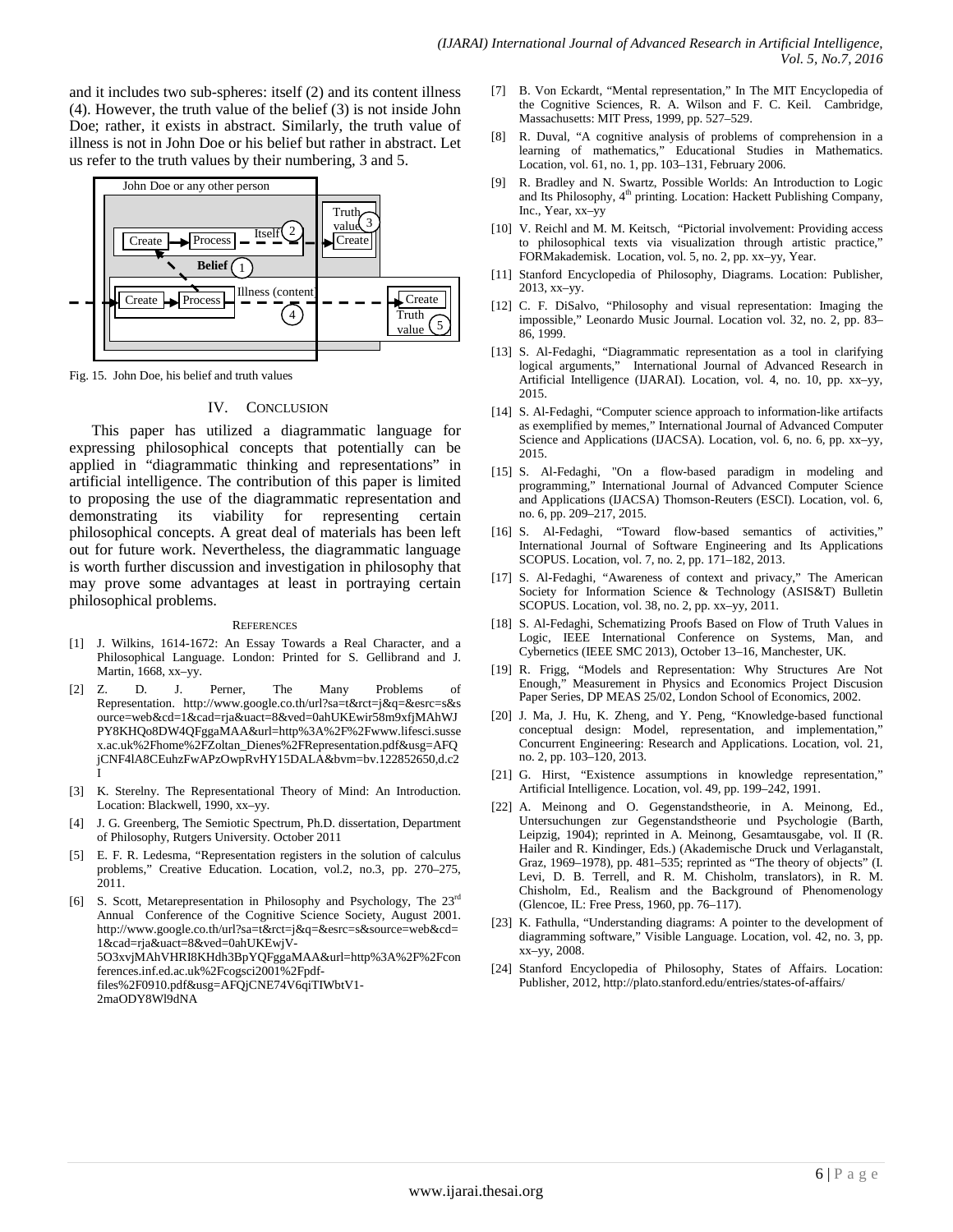and it includes two sub-spheres: itself (2) and its content illness (4). However, the truth value of the belief (3) is not inside John Doe; rather, it exists in abstract. Similarly, the truth value of illness is not in John Doe or his belief but rather in abstract. Let us refer to the truth values by their numbering, 3 and 5.

John Doe or any other person

Truth value 3

Create

Process

Itself 2

Create

Belief 1

Create

Process

Illness (content)

4

Create

Truth value 5

Fig. 15. John Doe, his belief and truth values

## IV. Conclusion

This paper has utilized a diagrammatic language for expressing philosophical concepts that potentially can be applied in "diagrammatic thinking and representations" in artificial intelligence. The contribution of this paper is limited to proposing the use of the diagrammatic representation and demonstrating its viability for representing certain philosophical concepts. A great deal of materials has been left out for future work. Nevertheless, the diagrammatic language is worth further discussion and investigation in philosophy that may prove some advantages at least in portraying certain philosophical problems.

## References

[1] J. Wilkins, 1614-1672: An Essay Towards a Real Character, and a Philosophical Language. London: Printed for S. Gellibrand and J. Martin, 1668, xx–yy.

[2] Z. D. J. Perner, The Many Problems of Representation. http://www.google.co.th/url?sa=t&rct=j&q=&esrc=s&source=web&cd=1&cad=rja&uact=8&ved=0ahUKEwir58m9xfjMAhWJPY8KHQo8DW4QFggaMAA&url=http%3A%2F%2Fwww.lifesci.sussex.ac.uk%2Fhome%2FZoltan_Dienes%2FRepresentation.pdf&usg=AFQjCNF4lA8CEuhzFwAPzOwpRvHY15DALA&bvm=bv.122852650,d.c2I

[3] K. Sterelny. The Representational Theory of Mind: An Introduction. Location: Blackwell, 1990, xx–yy.

[4] J. G. Greenberg, The Semiotic Spectrum, Ph.D. dissertation, Department of Philosophy, Rutgers University. October 2011

[5] E. F. R. Ledesma, "Representation registers in the solution of calculus problems," Creative Education. Location, vol.2, no.3, pp. 270–275, 2011.

[6] S. Scott, Metarepresentation in Philosophy and Psychology, The 23rd Annual Conference of the Cognitive Science Society, August 2001. http://www.google.co.th/url?sa=t&rct=j&q=&esrc=s&source=web&cd=1&cad=rja&uact=8&ved=0ahUKEwjV-5O3xvjMAhVHRI8KHdh3BpYQFggaMAA&url=http%3A%2F%2Fconferences.inf.ed.ac.uk%2Fcogsci2001%2Fpdf-files%2F0910.pdf&usg=AFQjCNE74V6qiTIWbtV1-2maODY8Wl9dNA

[7] B. Von Eckardt, "Mental representation," In The MIT Encyclopedia of the Cognitive Sciences, R. A. Wilson and F. C. Keil. Cambridge, Massachusetts: MIT Press, 1999, pp. 527–529.

[8] R. Duval, "A cognitive analysis of problems of comprehension in a learning of mathematics," Educational Studies in Mathematics. Location, vol. 61, no. 1, pp. 103–131, February 2006.

[9] R. Bradley and N. Swartz, Possible Worlds: An Introduction to Logic and Its Philosophy, 4th printing. Location: Hackett Publishing Company, Inc., Year, xx–yy

[10] V. Reichl and M. M. Keitsch, "Pictorial involvement: Providing access to philosophical texts via visualization through artistic practice," FORMakademisk. Location, vol. 5, no. 2, pp. xx–yy, Year.

[11] Stanford Encyclopedia of Philosophy, Diagrams. Location: Publisher, 2013, xx–yy.

[12] C. F. DiSalvo, "Philosophy and visual representation: Imaging the impossible," Leonardo Music Journal. Location vol. 32, no. 2, pp. 83–86, 1999.

[13] S. Al-Fedaghi, "Diagrammatic representation as a tool in clarifying logical arguments," International Journal of Advanced Research in Artificial Intelligence (IJARAI). Location, vol. 4, no. 10, pp. xx–yy, 2015.

[14] S. Al-Fedaghi, "Computer science approach to information-like artifacts as exemplified by memes," International Journal of Advanced Computer Science and Applications (IJACSA). Location, vol. 6, no. 6, pp. xx–yy, 2015.

[15] S. Al-Fedaghi, "On a flow-based paradigm in modeling and programming," International Journal of Advanced Computer Science and Applications (IJACSA) Thomson-Reuters (ESCI). Location, vol. 6, no. 6, pp. 209–217, 2015.

[16] S. Al-Fedaghi, "Toward flow-based semantics of activities," International Journal of Software Engineering and Its Applications SCOPUS. Location, vol. 7, no. 2, pp. 171–182, 2013.

[17] S. Al-Fedaghi, "Awareness of context and privacy," The American Society for Information Science & Technology (ASIS&T) Bulletin SCOPUS. Location, vol. 38, no. 2, pp. xx–yy, 2011.

[18] S. Al-Fedaghi, Schematizing Proofs Based on Flow of Truth Values in Logic, IEEE International Conference on Systems, Man, and Cybernetics (IEEE SMC 2013), October 13–16, Manchester, UK.

[19] R. Frigg, "Models and Representation: Why Structures Are Not Enough," Measurement in Physics and Economics Project Discusion Paper Series, DP MEAS 25/02, London School of Economics, 2002.

[20] J. Ma, J. Hu, K. Zheng, and Y. Peng, "Knowledge-based functional conceptual design: Model, representation, and implementation," Concurrent Engineering: Research and Applications. Location, vol. 21, no. 2, pp. 103–120, 2013.

[21] G. Hirst, "Existence assumptions in knowledge representation," Artificial Intelligence. Location, vol. 49, pp. 199–242, 1991.

[22] A. Meinong and O. Gegenstandstheorie, in A. Meinong, Ed., Untersuchungen zur Gegenstandstheorie und Psychologie (Barth, Leipzig, 1904); reprinted in A. Meinong, Gesamtausgabe, vol. II (R. Hailer and R. Kindinger, Eds.) (Akademische Druck und Verlaganstalt, Graz, 1969–1978), pp. 481–535; reprinted as "The theory of objects" (I. Levi, D. B. Terrell, and R. M. Chisholm, translators), in R. M. Chisholm, Ed., Realism and the Background of Phenomenology (Glencoe, IL: Free Press, 1960, pp. 76–117).

[23] K. Fathulla, "Understanding diagrams: A pointer to the development of diagramming software," Visible Language. Location, vol. 42, no. 3, pp. xx–yy, 2008.

[24] Stanford Encyclopedia of Philosophy, States of Affairs. Location: Publisher, 2012, http://plato.stanford.edu/entries/states-of-affairs/